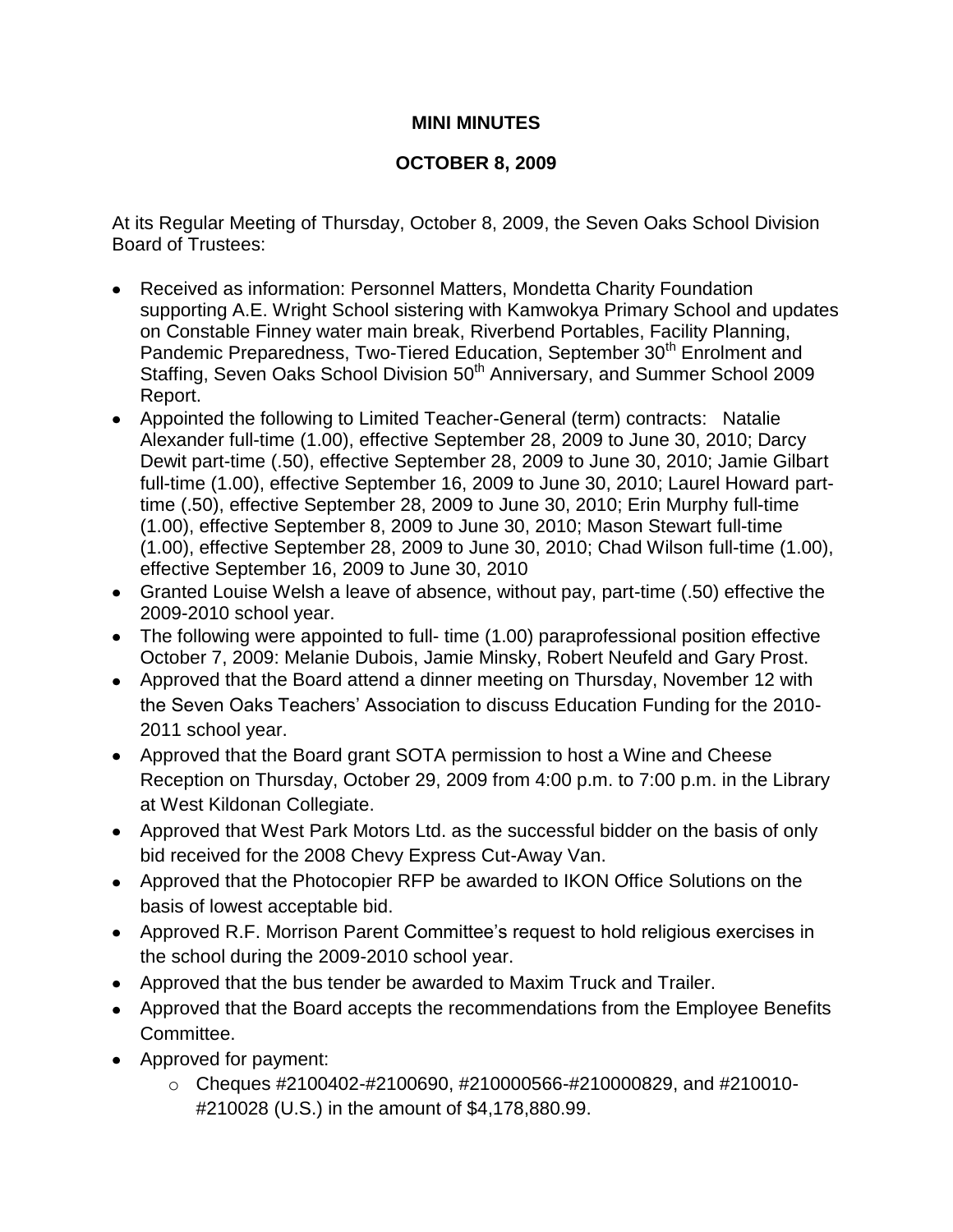**MINI MINUTES**

**OCTOBER 8, 2009**

At its Regular Meeting of Thursday, October 8, 2009, the Seven Oaks School Division Board of Trustees:

- Received as information: Personnel Matters, Mondetta Charity Foundation supporting A.E. Wright School sistering with Kamwokya Primary School and updates on Constable Finney water main break, Riverbend Portables, Facility Planning, Pandemic Preparedness, Two-Tiered Education, September 30th Enrolment and Staffing, Seven Oaks School Division 50th Anniversary, and Summer School 2009 Report.
- Appointed the following to Limited Teacher-General (term) contracts: Natalie Alexander full-time (1.00), effective September 28, 2009 to June 30, 2010; Darcy Dewit part-time (.50), effective September 28, 2009 to June 30, 2010; Jamie Gilbart full-time (1.00), effective September 16, 2009 to June 30, 2010; Laurel Howard part-time (.50), effective September 28, 2009 to June 30, 2010; Erin Murphy full-time (1.00), effective September 8, 2009 to June 30, 2010; Mason Stewart full-time (1.00), effective September 28, 2009 to June 30, 2010; Chad Wilson full-time (1.00), effective September 16, 2009 to June 30, 2010
- Granted Louise Welsh a leave of absence, without pay, part-time (.50) effective the 2009-2010 school year.
- The following were appointed to full- time (1.00) paraprofessional position effective October 7, 2009: Melanie Dubois, Jamie Minsky, Robert Neufeld and Gary Prost.
- Approved that the Board attend a dinner meeting on Thursday, November 12 with the Seven Oaks Teachers' Association to discuss Education Funding for the 2010-2011 school year.
- Approved that the Board grant SOTA permission to host a Wine and Cheese Reception on Thursday, October 29, 2009 from 4:00 p.m. to 7:00 p.m. in the Library at West Kildonan Collegiate.
- Approved that West Park Motors Ltd. as the successful bidder on the basis of only bid received for the 2008 Chevy Express Cut-Away Van.
- Approved that the Photocopier RFP be awarded to IKON Office Solutions on the basis of lowest acceptable bid.
- Approved R.F. Morrison Parent Committee's request to hold religious exercises in the school during the 2009-2010 school year.
- Approved that the bus tender be awarded to Maxim Truck and Trailer.
- Approved that the Board accepts the recommendations from the Employee Benefits Committee.
- Approved for payment:
  - Cheques #2100402-#2100690, #210000566-#210000829, and #210010-#210028 (U.S.) in the amount of $4,178,880.99.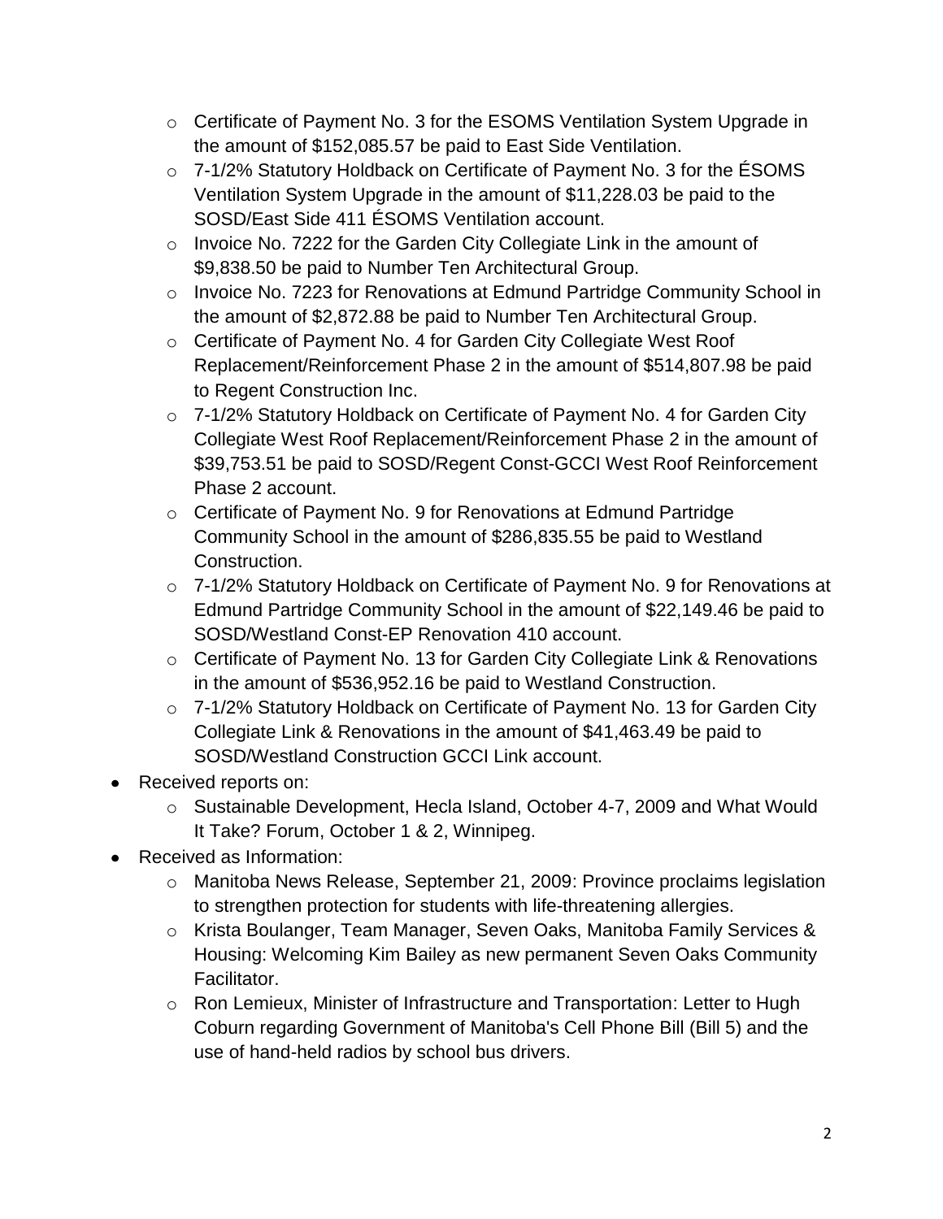- Certificate of Payment No. 3 for the ESOMS Ventilation System Upgrade in the amount of $152,085.57 be paid to East Side Ventilation.
    - 7-1/2% Statutory Holdback on Certificate of Payment No. 3 for the ÉSOMS Ventilation System Upgrade in the amount of $11,228.03 be paid to the SOSD/East Side 411 ÉSOMS Ventilation account.
    - Invoice No. 7222 for the Garden City Collegiate Link in the amount of $9,838.50 be paid to Number Ten Architectural Group.
    - Invoice No. 7223 for Renovations at Edmund Partridge Community School in the amount of $2,872.88 be paid to Number Ten Architectural Group.
    - Certificate of Payment No. 4 for Garden City Collegiate West Roof Replacement/Reinforcement Phase 2 in the amount of $514,807.98 be paid to Regent Construction Inc.
    - 7-1/2% Statutory Holdback on Certificate of Payment No. 4 for Garden City Collegiate West Roof Replacement/Reinforcement Phase 2 in the amount of $39,753.51 be paid to SOSD/Regent Const-GCCI West Roof Reinforcement Phase 2 account.
    - Certificate of Payment No. 9 for Renovations at Edmund Partridge Community School in the amount of $286,835.55 be paid to Westland Construction.
    - 7-1/2% Statutory Holdback on Certificate of Payment No. 9 for Renovations at Edmund Partridge Community School in the amount of $22,149.46 be paid to SOSD/Westland Const-EP Renovation 410 account.
    - Certificate of Payment No. 13 for Garden City Collegiate Link & Renovations in the amount of $536,952.16 be paid to Westland Construction.
    - 7-1/2% Statutory Holdback on Certificate of Payment No. 13 for Garden City Collegiate Link & Renovations in the amount of $41,463.49 be paid to SOSD/Westland Construction GCCI Link account.
- Received reports on:
    - Sustainable Development, Hecla Island, October 4-7, 2009 and What Would It Take? Forum, October 1 & 2, Winnipeg.
- Received as Information:
    - Manitoba News Release, September 21, 2009: Province proclaims legislation to strengthen protection for students with life-threatening allergies.
    - Krista Boulanger, Team Manager, Seven Oaks, Manitoba Family Services & Housing: Welcoming Kim Bailey as new permanent Seven Oaks Community Facilitator.
    - Ron Lemieux, Minister of Infrastructure and Transportation: Letter to Hugh Coburn regarding Government of Manitoba's Cell Phone Bill (Bill 5) and the use of hand-held radios by school bus drivers.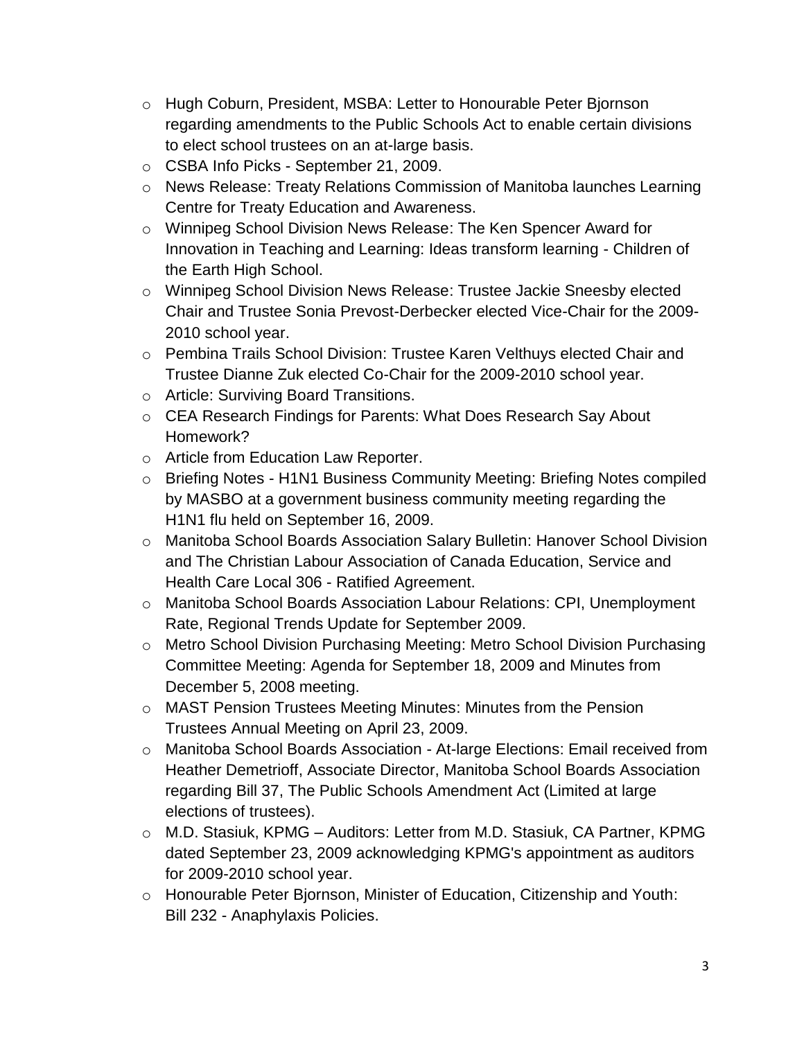- Hugh Coburn, President, MSBA: Letter to Honourable Peter Bjornson regarding amendments to the Public Schools Act to enable certain divisions to elect school trustees on an at-large basis.
- CSBA Info Picks - September 21, 2009.
- News Release: Treaty Relations Commission of Manitoba launches Learning Centre for Treaty Education and Awareness.
- Winnipeg School Division News Release: The Ken Spencer Award for Innovation in Teaching and Learning: Ideas transform learning - Children of the Earth High School.
- Winnipeg School Division News Release: Trustee Jackie Sneesby elected Chair and Trustee Sonia Prevost-Derbecker elected Vice-Chair for the 2009-2010 school year.
- Pembina Trails School Division: Trustee Karen Velthuys elected Chair and Trustee Dianne Zuk elected Co-Chair for the 2009-2010 school year.
- Article: Surviving Board Transitions.
- CEA Research Findings for Parents: What Does Research Say About Homework?
- Article from Education Law Reporter.
- Briefing Notes - H1N1 Business Community Meeting: Briefing Notes compiled by MASBO at a government business community meeting regarding the H1N1 flu held on September 16, 2009.
- Manitoba School Boards Association Salary Bulletin: Hanover School Division and The Christian Labour Association of Canada Education, Service and Health Care Local 306 - Ratified Agreement.
- Manitoba School Boards Association Labour Relations: CPI, Unemployment Rate, Regional Trends Update for September 2009.
- Metro School Division Purchasing Meeting: Metro School Division Purchasing Committee Meeting: Agenda for September 18, 2009 and Minutes from December 5, 2008 meeting.
- MAST Pension Trustees Meeting Minutes: Minutes from the Pension Trustees Annual Meeting on April 23, 2009.
- Manitoba School Boards Association - At-large Elections: Email received from Heather Demetrioff, Associate Director, Manitoba School Boards Association regarding Bill 37, The Public Schools Amendment Act (Limited at large elections of trustees).
- M.D. Stasiuk, KPMG – Auditors: Letter from M.D. Stasiuk, CA Partner, KPMG dated September 23, 2009 acknowledging KPMG's appointment as auditors for 2009-2010 school year.
- Honourable Peter Bjornson, Minister of Education, Citizenship and Youth: Bill 232 - Anaphylaxis Policies.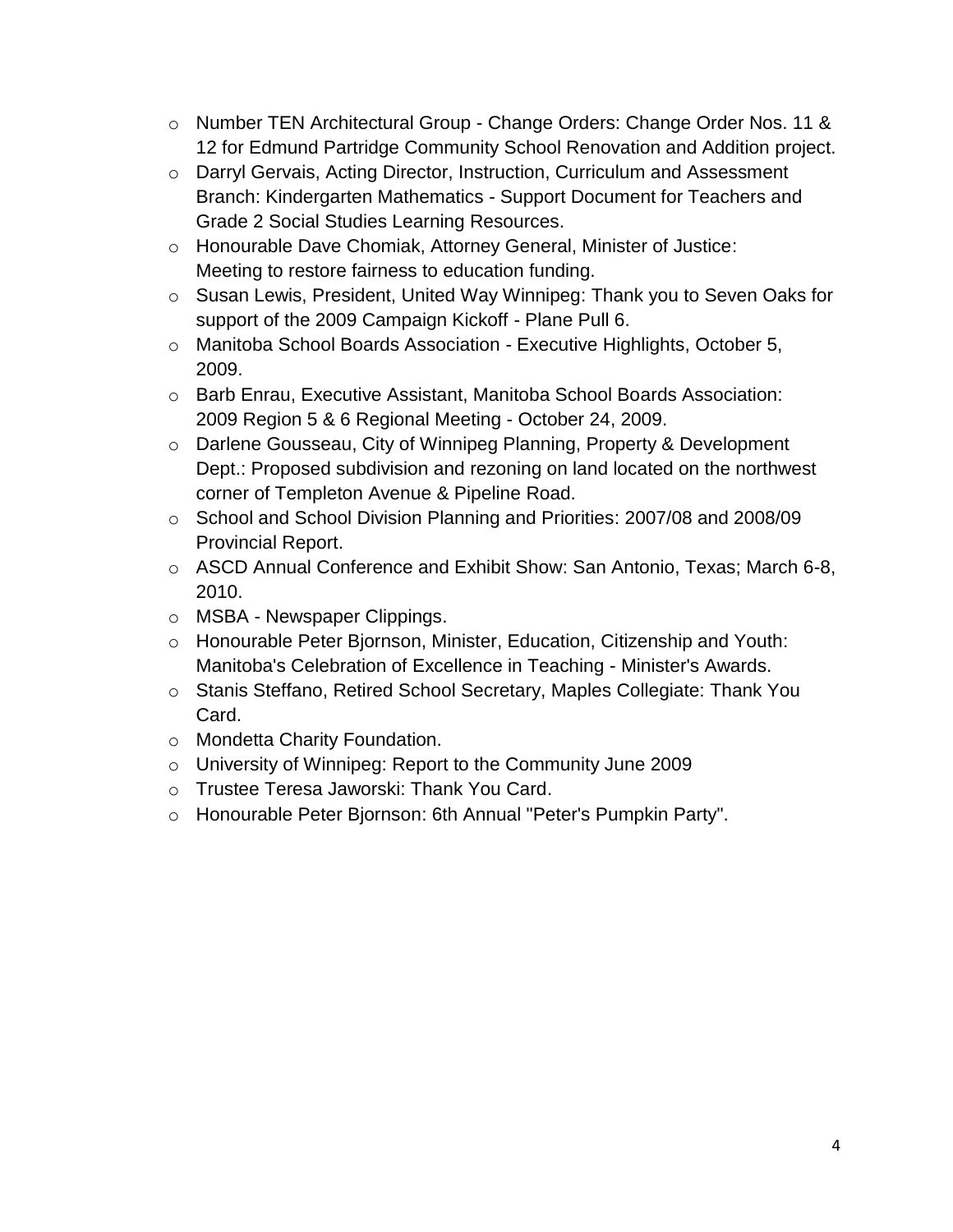- Number TEN Architectural Group - Change Orders: Change Order Nos. 11 & 12 for Edmund Partridge Community School Renovation and Addition project.
- Darryl Gervais, Acting Director, Instruction, Curriculum and Assessment Branch: Kindergarten Mathematics - Support Document for Teachers and Grade 2 Social Studies Learning Resources.
- Honourable Dave Chomiak, Attorney General, Minister of Justice: Meeting to restore fairness to education funding.
- Susan Lewis, President, United Way Winnipeg: Thank you to Seven Oaks for support of the 2009 Campaign Kickoff - Plane Pull 6.
- Manitoba School Boards Association - Executive Highlights, October 5, 2009.
- Barb Enrau, Executive Assistant, Manitoba School Boards Association: 2009 Region 5 & 6 Regional Meeting - October 24, 2009.
- Darlene Gousseau, City of Winnipeg Planning, Property & Development Dept.: Proposed subdivision and rezoning on land located on the northwest corner of Templeton Avenue & Pipeline Road.
- School and School Division Planning and Priorities: 2007/08 and 2008/09 Provincial Report.
- ASCD Annual Conference and Exhibit Show: San Antonio, Texas; March 6-8, 2010.
- MSBA - Newspaper Clippings.
- Honourable Peter Bjornson, Minister, Education, Citizenship and Youth: Manitoba's Celebration of Excellence in Teaching - Minister's Awards.
- Stanis Steffano, Retired School Secretary, Maples Collegiate: Thank You Card.
- Mondetta Charity Foundation.
- University of Winnipeg: Report to the Community June 2009
- Trustee Teresa Jaworski: Thank You Card.
- Honourable Peter Bjornson: 6th Annual "Peter's Pumpkin Party".